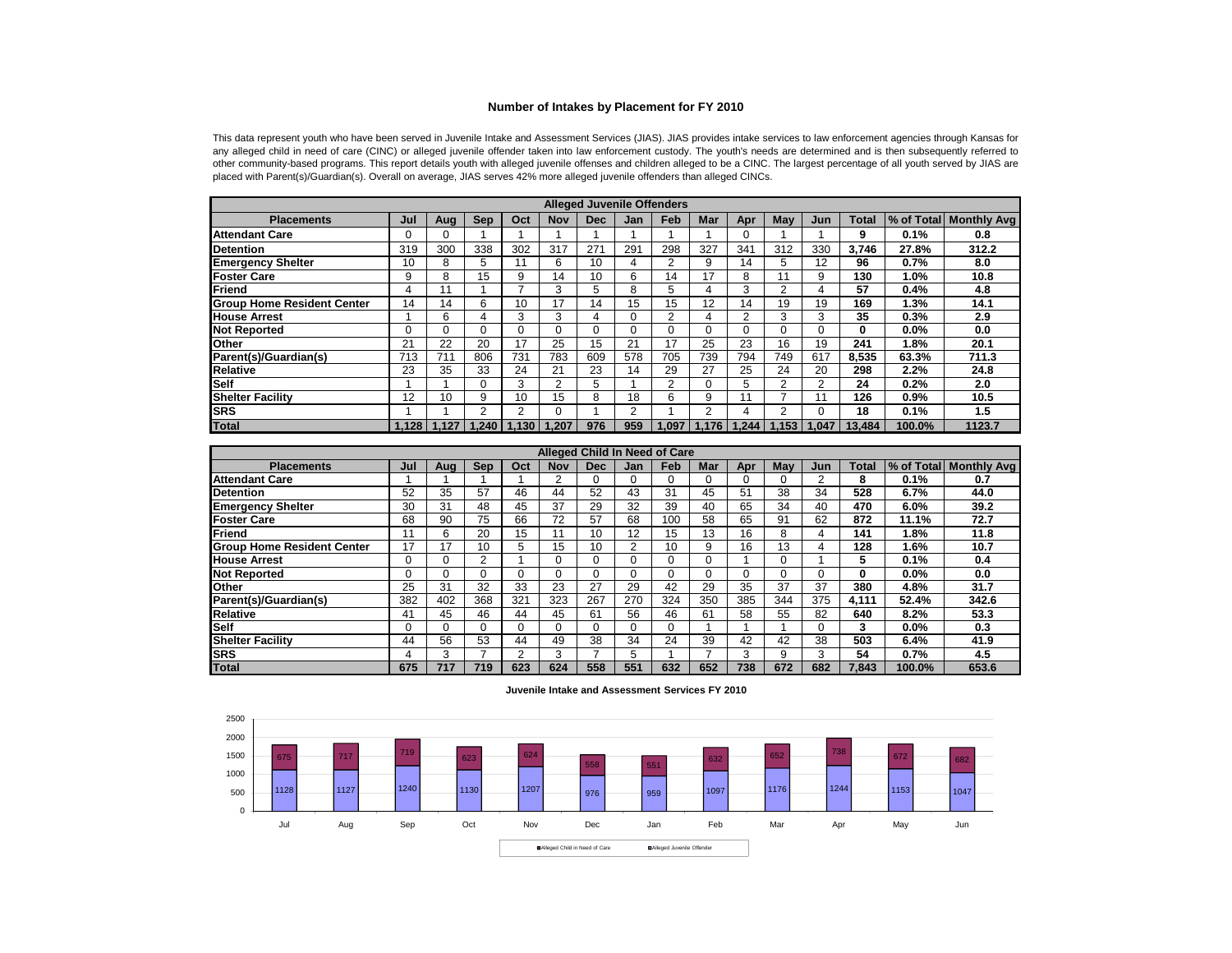# Number of Intakes by Placement for FY 2010

This data represent youth who have been served in Juvenile Intake and Assessment Services (JIAS). JIAS provides intake services to law enforcement agencies through Kansas for any alleged child in need of care (CINC) or alleged juvenile offender taken into law enforcement custody. The youth's needs are determined and is then subsequently referred to other community-based programs. This report details youth with alleged juvenile offenses and children alleged to be a CINC. The largest percentage of all youth served by JIAS are placed with Parent(s)/Guardian(s). Overall on average, JIAS serves 42% more alleged juvenile offenders than alleged CINCs.

| Alleged Juvenile Offenders | | | | | | | | | | | | | | | |
|---|---|---|---|---|---|---|---|---|---|---|---|---|---|---|---|
| **Placements** | **Jul** | **Aug** | **Sep** | **Oct** | **Nov** | **Dec** | **Jan** | **Feb** | **Mar** | **Apr** | **May** | **Jun** | **Total** | **% of Total** | **Monthly Avg** |
| **Attendant Care** | 0 | 0 | 1 | 1 | 1 | 1 | 1 | 1 | 1 | 0 | 1 | 1 | **9** | **0.1%** | **0.8** |
| **Detention** | 319 | 300 | 338 | 302 | 317 | 271 | 291 | 298 | 327 | 341 | 312 | 330 | **3,746** | **27.8%** | **312.2** |
| **Emergency Shelter** | 10 | 8 | 5 | 11 | 6 | 10 | 4 | 2 | 9 | 14 | 5 | 12 | **96** | **0.7%** | **8.0** |
| **Foster Care** | 9 | 8 | 15 | 9 | 14 | 10 | 6 | 14 | 17 | 8 | 11 | 9 | **130** | **1.0%** | **10.8** |
| **Friend** | 4 | 11 | 1 | 7 | 3 | 5 | 8 | 5 | 4 | 3 | 2 | 4 | **57** | **0.4%** | **4.8** |
| **Group Home Resident Center** | 14 | 14 | 6 | 10 | 17 | 14 | 15 | 15 | 12 | 14 | 19 | 19 | **169** | **1.3%** | **14.1** |
| **House Arrest** | 1 | 6 | 4 | 3 | 3 | 4 | 0 | 2 | 4 | 2 | 3 | 3 | **35** | **0.3%** | **2.9** |
| **Not Reported** | 0 | 0 | 0 | 0 | 0 | 0 | 0 | 0 | 0 | 0 | 0 | 0 | **0** | **0.0%** | **0.0** |
| **Other** | 21 | 22 | 20 | 17 | 25 | 15 | 21 | 17 | 25 | 23 | 16 | 19 | **241** | **1.8%** | **20.1** |
| **Parent(s)/Guardian(s)** | 713 | 711 | 806 | 731 | 783 | 609 | 578 | 705 | 739 | 794 | 749 | 617 | **8,535** | **63.3%** | **711.3** |
| **Relative** | 23 | 35 | 33 | 24 | 21 | 23 | 14 | 29 | 27 | 25 | 24 | 20 | **298** | **2.2%** | **24.8** |
| **Self** | 1 | 1 | 0 | 3 | 2 | 5 | 1 | 2 | 0 | 5 | 2 | 2 | **24** | **0.2%** | **2.0** |
| **Shelter Facility** | 12 | 10 | 9 | 10 | 15 | 8 | 18 | 6 | 9 | 11 | 7 | 11 | **126** | **0.9%** | **10.5** |
| **SRS** | 1 | 1 | 2 | 2 | 0 | 1 | 2 | 1 | 2 | 4 | 2 | 0 | **18** | **0.1%** | **1.5** |
| **Total** | **1,128** | **1,127** | **1,240** | **1,130** | **1,207** | **976** | **959** | **1,097** | **1,176** | **1,244** | **1,153** | **1,047** | **13,484** | **100.0%** | **1123.7** |

| Alleged Child In Need of Care | | | | | | | | | | | | | | | |
|---|---|---|---|---|---|---|---|---|---|---|---|---|---|---|---|
| **Placements** | **Jul** | **Aug** | **Sep** | **Oct** | **Nov** | **Dec** | **Jan** | **Feb** | **Mar** | **Apr** | **May** | **Jun** | **Total** | **% of Total** | **Monthly Avg** |
| **Attendant Care** | 1 | 1 | 1 | 1 | 2 | 0 | 0 | 0 | 0 | 0 | 0 | 2 | **8** | **0.1%** | **0.7** |
| **Detention** | 52 | 35 | 57 | 46 | 44 | 52 | 43 | 31 | 45 | 51 | 38 | 34 | **528** | **6.7%** | **44.0** |
| **Emergency Shelter** | 30 | 31 | 48 | 45 | 37 | 29 | 32 | 39 | 40 | 65 | 34 | 40 | **470** | **6.0%** | **39.2** |
| **Foster Care** | 68 | 90 | 75 | 66 | 72 | 57 | 68 | 100 | 58 | 65 | 91 | 62 | **872** | **11.1%** | **72.7** |
| **Friend** | 11 | 6 | 20 | 15 | 11 | 10 | 12 | 15 | 13 | 16 | 8 | 4 | **141** | **1.8%** | **11.8** |
| **Group Home Resident Center** | 17 | 17 | 10 | 5 | 15 | 10 | 2 | 10 | 9 | 16 | 13 | 4 | **128** | **1.6%** | **10.7** |
| **House Arrest** | 0 | 0 | 2 | 1 | 0 | 0 | 0 | 0 | 0 | 1 | 0 | 1 | **5** | **0.1%** | **0.4** |
| **Not Reported** | 0 | 0 | 0 | 0 | 0 | 0 | 0 | 0 | 0 | 0 | 0 | 0 | **0** | **0.0%** | **0.0** |
| **Other** | 25 | 31 | 32 | 33 | 23 | 27 | 29 | 42 | 29 | 35 | 37 | 37 | **380** | **4.8%** | **31.7** |
| **Parent(s)/Guardian(s)** | 382 | 402 | 368 | 321 | 323 | 267 | 270 | 324 | 350 | 385 | 344 | 375 | **4,111** | **52.4%** | **342.6** |
| **Relative** | 41 | 45 | 46 | 44 | 45 | 61 | 56 | 46 | 61 | 58 | 55 | 82 | **640** | **8.2%** | **53.3** |
| **Self** | 0 | 0 | 0 | 0 | 0 | 0 | 0 | 0 | 1 | 1 | 1 | 0 | **3** | **0.0%** | **0.3** |
| **Shelter Facility** | 44 | 56 | 53 | 44 | 49 | 38 | 34 | 24 | 39 | 42 | 42 | 38 | **503** | **6.4%** | **41.9** |
| **SRS** | 4 | 3 | 7 | 2 | 3 | 7 | 5 | 1 | 7 | 3 | 9 | 3 | **54** | **0.7%** | **4.5** |
| **Total** | **675** | **717** | **719** | **623** | **624** | **558** | **551** | **632** | **652** | **738** | **672** | **682** | **7,843** | **100.0%** | **653.6** |

**Juvenile Intake and Assessment Services FY 2010**

| Month | Alleged Juvenile Offender | Alleged Child in Need of Care |
|---|---|---|
| Jul | 1128 | 675 |
| Aug | 1127 | 717 |
| Sep | 1240 | 719 |
| Oct | 1130 | 623 |
| Nov | 1207 | 624 |
| Dec | 976 | 558 |
| Jan | 959 | 551 |
| Feb | 1097 | 632 |
| Mar | 1176 | 652 |
| Apr | 1244 | 738 |
| May | 1153 | 672 |
| Jun | 1047 | 682 |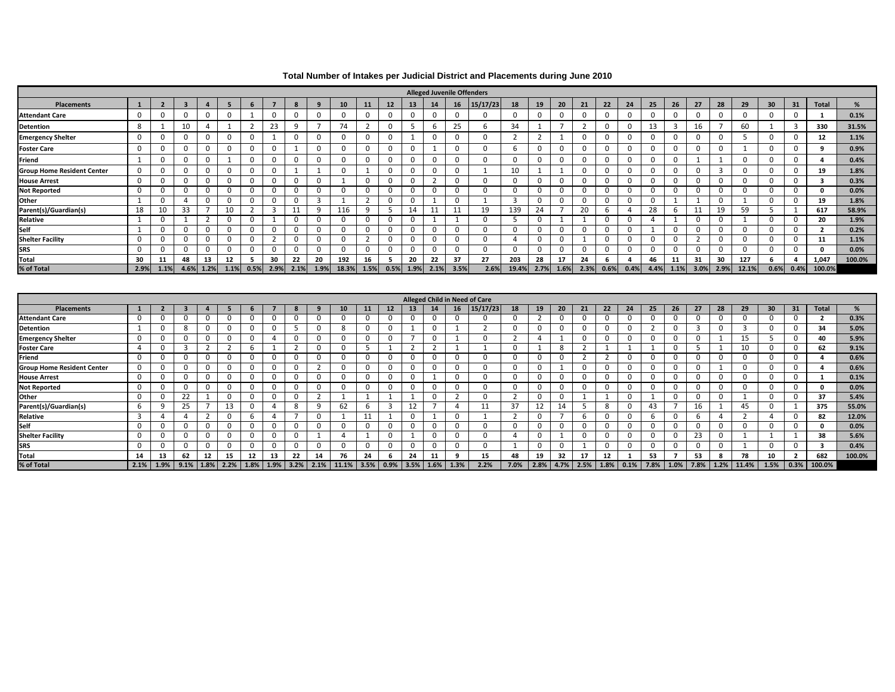# Total Number of Intakes per Judicial District and Placements during June 2010

| Alleged Juvenile Offenders | | | | | | | | | | | | | | | | | | | | | | | | | | | | | | | | |
|---|---|---|---|---|---|---|---|---|---|---|---|---|---|---|---|---|---|---|---|---|---|---|---|---|---|---|---|---|---|---|---|---|
| **Placements** | **1** | **2** | **3** | **4** | **5** | **6** | **7** | **8** | **9** | **10** | **11** | **12** | **13** | **14** | **16** | **15/17/23** | **18** | **19** | **20** | **21** | **22** | **24** | **25** | **26** | **27** | **28** | **29** | **30** | **31** | **Total** | **%** |
| **Attendant Care** | 0 | 0 | 0 | 0 | 0 | 1 | 0 | 0 | 0 | 0 | 0 | 0 | 0 | 0 | 0 | 0 | 0 | 0 | 0 | 0 | 0 | 0 | 0 | 0 | 0 | 0 | 0 | 0 | 0 | **1** | **0.1%** |
| **Detention** | 8 | 1 | 10 | 4 | 1 | 2 | 23 | 9 | 7 | 74 | 2 | 0 | 5 | 6 | 25 | 6 | 34 | 1 | 7 | 2 | 0 | 0 | 13 | 3 | 16 | 7 | 60 | 1 | 3 | **330** | **31.5%** |
| **Emergency Shelter** | 0 | 0 | 0 | 0 | 0 | 0 | 1 | 0 | 0 | 0 | 0 | 0 | 1 | 0 | 0 | 0 | 2 | 2 | 1 | 0 | 0 | 0 | 0 | 0 | 0 | 0 | 5 | 0 | 0 | **12** | **1.1%** |
| **Foster Care** | 0 | 0 | 0 | 0 | 0 | 0 | 0 | 1 | 0 | 0 | 0 | 0 | 0 | 1 | 0 | 0 | 6 | 0 | 0 | 0 | 0 | 0 | 0 | 0 | 0 | 0 | 1 | 0 | 0 | **9** | **0.9%** |
| **Friend** | 1 | 0 | 0 | 0 | 1 | 0 | 0 | 0 | 0 | 0 | 0 | 0 | 0 | 0 | 0 | 0 | 0 | 0 | 0 | 0 | 0 | 0 | 0 | 0 | 1 | 1 | 0 | 0 | 0 | **4** | **0.4%** |
| **Group Home Resident Center** | 0 | 0 | 0 | 0 | 0 | 0 | 0 | 1 | 1 | 0 | 1 | 0 | 0 | 0 | 0 | 1 | 10 | 1 | 1 | 0 | 0 | 0 | 0 | 0 | 0 | 3 | 0 | 0 | 0 | **19** | **1.8%** |
| **House Arrest** | 0 | 0 | 0 | 0 | 0 | 0 | 0 | 0 | 0 | 1 | 0 | 0 | 0 | 2 | 0 | 0 | 0 | 0 | 0 | 0 | 0 | 0 | 0 | 0 | 0 | 0 | 0 | 0 | 0 | **3** | **0.3%** |
| **Not Reported** | 0 | 0 | 0 | 0 | 0 | 0 | 0 | 0 | 0 | 0 | 0 | 0 | 0 | 0 | 0 | 0 | 0 | 0 | 0 | 0 | 0 | 0 | 0 | 0 | 0 | 0 | 0 | 0 | 0 | **0** | **0.0%** |
| **Other** | 1 | 0 | 4 | 0 | 0 | 0 | 0 | 0 | 3 | 1 | 2 | 0 | 0 | 1 | 0 | 1 | 3 | 0 | 0 | 0 | 0 | 0 | 0 | 1 | 1 | 0 | 1 | 0 | 0 | **19** | **1.8%** |
| **Parent(s)/Guardian(s)** | 18 | 10 | 33 | 7 | 10 | 2 | 3 | 11 | 9 | 116 | 9 | 5 | 14 | 11 | 11 | 19 | 139 | 24 | 7 | 20 | 6 | 4 | 28 | 6 | 11 | 19 | 59 | 5 | 1 | **617** | **58.9%** |
| **Relative** | 1 | 0 | 1 | 2 | 0 | 0 | 1 | 0 | 0 | 0 | 0 | 0 | 0 | 1 | 1 | 0 | 5 | 0 | 1 | 1 | 0 | 0 | 4 | 1 | 0 | 0 | 1 | 0 | 0 | **20** | **1.9%** |
| **Self** | 1 | 0 | 0 | 0 | 0 | 0 | 0 | 0 | 0 | 0 | 0 | 0 | 0 | 0 | 0 | 0 | 0 | 0 | 0 | 0 | 0 | 0 | 1 | 0 | 0 | 0 | 0 | 0 | 0 | **2** | **0.2%** |
| **Shelter Facility** | 0 | 0 | 0 | 0 | 0 | 0 | 2 | 0 | 0 | 0 | 2 | 0 | 0 | 0 | 0 | 0 | 4 | 0 | 0 | 1 | 0 | 0 | 0 | 0 | 2 | 0 | 0 | 0 | 0 | **11** | **1.1%** |
| **SRS** | 0 | 0 | 0 | 0 | 0 | 0 | 0 | 0 | 0 | 0 | 0 | 0 | 0 | 0 | 0 | 0 | 0 | 0 | 0 | 0 | 0 | 0 | 0 | 0 | 0 | 0 | 0 | 0 | 0 | **0** | **0.0%** |
| **Total** | **30** | **11** | **48** | **13** | **12** | **5** | **30** | **22** | **20** | **192** | **16** | **5** | **20** | **22** | **37** | **27** | **203** | **28** | **17** | **24** | **6** | **4** | **46** | **11** | **31** | **30** | **127** | **6** | **4** | **1,047** | **100.0%** |
| **% of Total** | **2.9%** | **1.1%** | **4.6%** | **1.2%** | **1.1%** | **0.5%** | **2.9%** | **2.1%** | **1.9%** | **18.3%** | **1.5%** | **0.5%** | **1.9%** | **2.1%** | **3.5%** | **2.6%** | **19.4%** | **2.7%** | **1.6%** | **2.3%** | **0.6%** | **0.4%** | **4.4%** | **1.1%** | **3.0%** | **2.9%** | **12.1%** | **0.6%** | **0.4%** | **100.0%** | |

| Alleged Child in Need of Care | | | | | | | | | | | | | | | | | | | | | | | | | | | | | | | | |
|---|---|---|---|---|---|---|---|---|---|---|---|---|---|---|---|---|---|---|---|---|---|---|---|---|---|---|---|---|---|---|---|---|
| **Placements** | **1** | **2** | **3** | **4** | **5** | **6** | **7** | **8** | **9** | **10** | **11** | **12** | **13** | **14** | **16** | **15/17/23** | **18** | **19** | **20** | **21** | **22** | **24** | **25** | **26** | **27** | **28** | **29** | **30** | **31** | **Total** | **%** |
| **Attendant Care** | 0 | 0 | 0 | 0 | 0 | 0 | 0 | 0 | 0 | 0 | 0 | 0 | 0 | 0 | 0 | 0 | 0 | 2 | 0 | 0 | 0 | 0 | 0 | 0 | 0 | 0 | 0 | 0 | 0 | **2** | **0.3%** |
| **Detention** | 1 | 0 | 8 | 0 | 0 | 0 | 0 | 5 | 0 | 8 | 0 | 0 | 1 | 0 | 1 | 2 | 0 | 0 | 0 | 0 | 0 | 0 | 2 | 0 | 3 | 0 | 3 | 0 | 0 | **34** | **5.0%** |
| **Emergency Shelter** | 0 | 0 | 0 | 0 | 0 | 0 | 4 | 0 | 0 | 0 | 0 | 0 | 7 | 0 | 1 | 0 | 2 | 4 | 1 | 0 | 0 | 0 | 0 | 0 | 0 | 1 | 15 | 5 | 0 | **40** | **5.9%** |
| **Foster Care** | 4 | 0 | 3 | 2 | 2 | 6 | 1 | 2 | 0 | 0 | 5 | 1 | 2 | 2 | 1 | 1 | 0 | 1 | 8 | 2 | 1 | 1 | 1 | 0 | 5 | 1 | 10 | 0 | 0 | **62** | **9.1%** |
| **Friend** | 0 | 0 | 0 | 0 | 0 | 0 | 0 | 0 | 0 | 0 | 0 | 0 | 0 | 0 | 0 | 0 | 0 | 0 | 0 | 2 | 2 | 0 | 0 | 0 | 0 | 0 | 0 | 0 | 0 | **4** | **0.6%** |
| **Group Home Resident Center** | 0 | 0 | 0 | 0 | 0 | 0 | 0 | 0 | 2 | 0 | 0 | 0 | 0 | 0 | 0 | 0 | 0 | 0 | 1 | 0 | 0 | 0 | 0 | 0 | 0 | 1 | 0 | 0 | 0 | **4** | **0.6%** |
| **House Arrest** | 0 | 0 | 0 | 0 | 0 | 0 | 0 | 0 | 0 | 0 | 0 | 0 | 0 | 1 | 0 | 0 | 0 | 0 | 0 | 0 | 0 | 0 | 0 | 0 | 0 | 0 | 0 | 0 | 0 | **1** | **0.1%** |
| **Not Reported** | 0 | 0 | 0 | 0 | 0 | 0 | 0 | 0 | 0 | 0 | 0 | 0 | 0 | 0 | 0 | 0 | 0 | 0 | 0 | 0 | 0 | 0 | 0 | 0 | 0 | 0 | 0 | 0 | 0 | **0** | **0.0%** |
| **Other** | 0 | 0 | 22 | 1 | 0 | 0 | 0 | 0 | 2 | 1 | 1 | 1 | 1 | 0 | 2 | 0 | 2 | 0 | 0 | 1 | 1 | 0 | 1 | 0 | 0 | 0 | 1 | 0 | 0 | **37** | **5.4%** |
| **Parent(s)/Guardian(s)** | 6 | 9 | 25 | 7 | 13 | 0 | 4 | 8 | 9 | 62 | 6 | 3 | 12 | 7 | 4 | 11 | 37 | 12 | 14 | 5 | 8 | 0 | 43 | 7 | 16 | 1 | 45 | 0 | 1 | **375** | **55.0%** |
| **Relative** | 3 | 4 | 4 | 2 | 0 | 6 | 4 | 7 | 0 | 1 | 11 | 1 | 0 | 1 | 0 | 1 | 2 | 0 | 7 | 6 | 0 | 0 | 6 | 0 | 6 | 4 | 2 | 4 | 0 | **82** | **12.0%** |
| **Self** | 0 | 0 | 0 | 0 | 0 | 0 | 0 | 0 | 0 | 0 | 0 | 0 | 0 | 0 | 0 | 0 | 0 | 0 | 0 | 0 | 0 | 0 | 0 | 0 | 0 | 0 | 0 | 0 | 0 | **0** | **0.0%** |
| **Shelter Facility** | 0 | 0 | 0 | 0 | 0 | 0 | 0 | 0 | 1 | 4 | 1 | 0 | 1 | 0 | 0 | 0 | 4 | 0 | 1 | 0 | 0 | 0 | 0 | 0 | 23 | 0 | 1 | 1 | 1 | **38** | **5.6%** |
| **SRS** | 0 | 0 | 0 | 0 | 0 | 0 | 0 | 0 | 0 | 0 | 0 | 0 | 0 | 0 | 0 | 0 | 1 | 0 | 0 | 1 | 0 | 0 | 0 | 0 | 0 | 0 | 1 | 0 | 0 | **3** | **0.4%** |
| **Total** | **14** | **13** | **62** | **12** | **15** | **12** | **13** | **22** | **14** | **76** | **24** | **6** | **24** | **11** | **9** | **15** | **48** | **19** | **32** | **17** | **12** | **1** | **53** | **7** | **53** | **8** | **78** | **10** | **2** | **682** | **100.0%** |
| **% of Total** | **2.1%** | **1.9%** | **9.1%** | **1.8%** | **2.2%** | **1.8%** | **1.9%** | **3.2%** | **2.1%** | **11.1%** | **3.5%** | **0.9%** | **3.5%** | **1.6%** | **1.3%** | **2.2%** | **7.0%** | **2.8%** | **4.7%** | **2.5%** | **1.8%** | **0.1%** | **7.8%** | **1.0%** | **7.8%** | **1.2%** | **11.4%** | **1.5%** | **0.3%** | **100.0%** | |